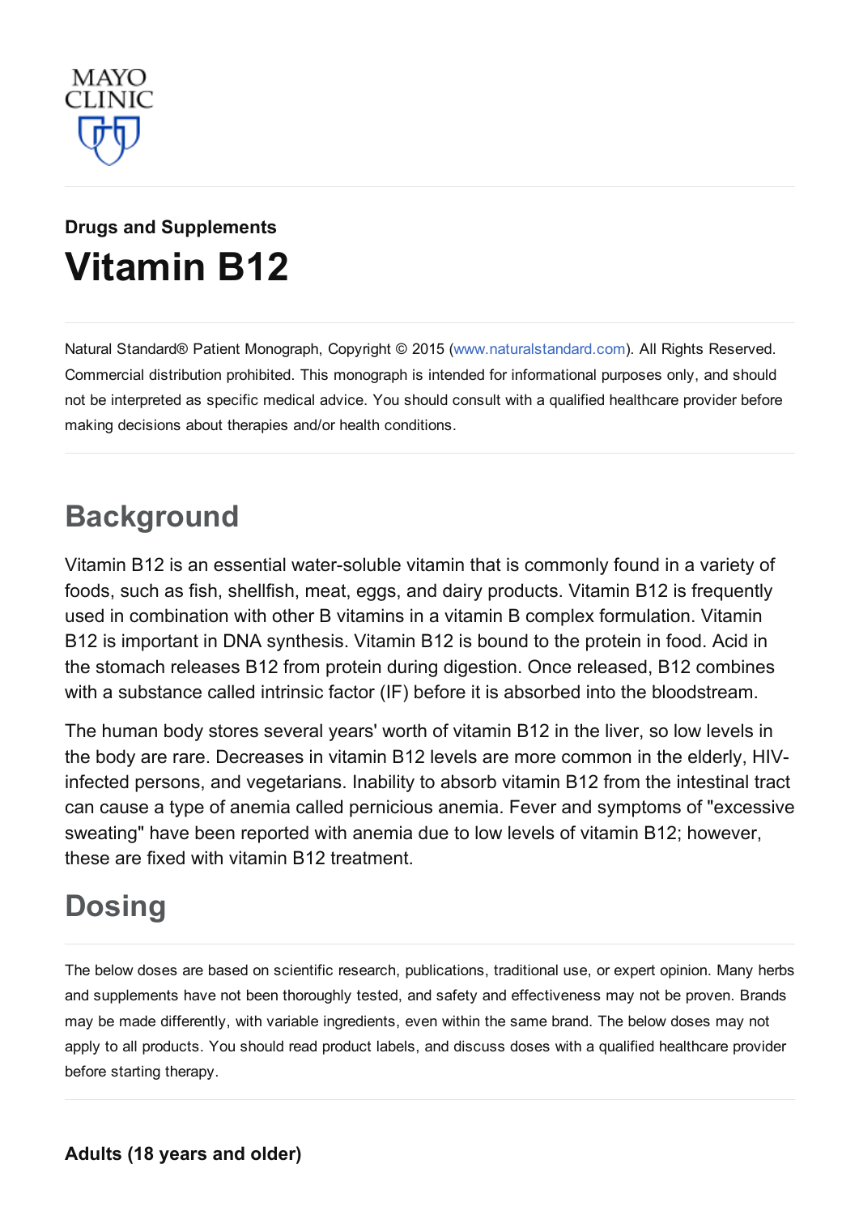MAYO CLINIC

## Drugs and Supplements

# Vitamin B12

Natural Standard® Patient Monograph, Copyright © 2015 (www.naturalstandard.com). All Rights Reserved. Commercial distribution prohibited. This monograph is intended for informational purposes only, and should not be interpreted as specific medical advice. You should consult with a qualified healthcare provider before making decisions about therapies and/or health conditions.

## Background

Vitamin B12 is an essential water-soluble vitamin that is commonly found in a variety of foods, such as fish, shellfish, meat, eggs, and dairy products. Vitamin B12 is frequently used in combination with other B vitamins in a vitamin B complex formulation. Vitamin B12 is important in DNA synthesis. Vitamin B12 is bound to the protein in food. Acid in the stomach releases B12 from protein during digestion. Once released, B12 combines with a substance called intrinsic factor (IF) before it is absorbed into the bloodstream.

The human body stores several years' worth of vitamin B12 in the liver, so low levels in the body are rare. Decreases in vitamin B12 levels are more common in the elderly, HIV-infected persons, and vegetarians. Inability to absorb vitamin B12 from the intestinal tract can cause a type of anemia called pernicious anemia. Fever and symptoms of "excessive sweating" have been reported with anemia due to low levels of vitamin B12; however, these are fixed with vitamin B12 treatment.

## Dosing

The below doses are based on scientific research, publications, traditional use, or expert opinion. Many herbs and supplements have not been thoroughly tested, and safety and effectiveness may not be proven. Brands may be made differently, with variable ingredients, even within the same brand. The below doses may not apply to all products. You should read product labels, and discuss doses with a qualified healthcare provider before starting therapy.

### Adults (18 years and older)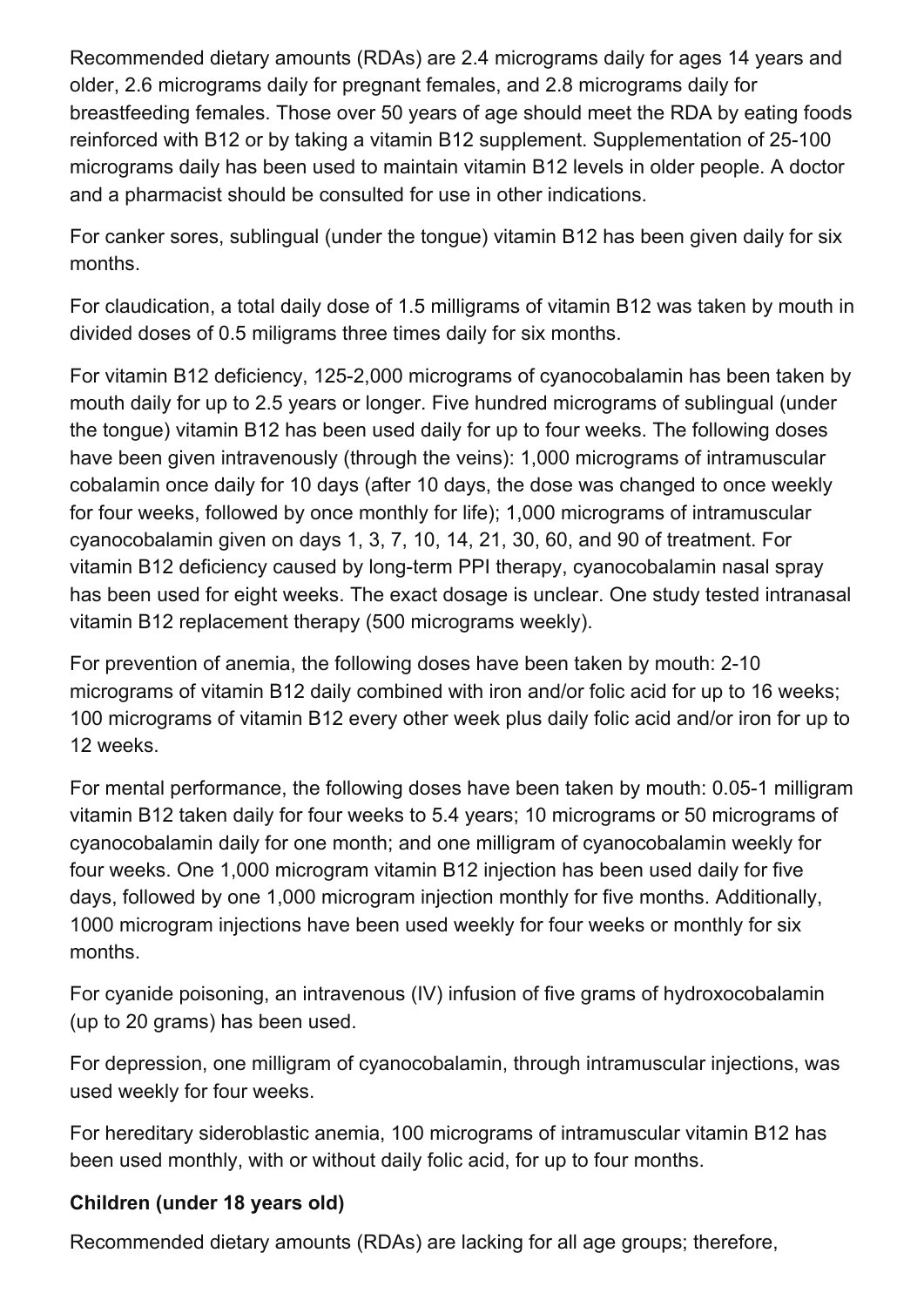Recommended dietary amounts (RDAs) are 2.4 micrograms daily for ages 14 years and older, 2.6 micrograms daily for pregnant females, and 2.8 micrograms daily for breastfeeding females. Those over 50 years of age should meet the RDA by eating foods reinforced with B12 or by taking a vitamin B12 supplement. Supplementation of 25-100 micrograms daily has been used to maintain vitamin B12 levels in older people. A doctor and a pharmacist should be consulted for use in other indications.

For canker sores, sublingual (under the tongue) vitamin B12 has been given daily for six months.

For claudication, a total daily dose of 1.5 milligrams of vitamin B12 was taken by mouth in divided doses of 0.5 miligrams three times daily for six months.

For vitamin B12 deficiency, 125-2,000 micrograms of cyanocobalamin has been taken by mouth daily for up to 2.5 years or longer. Five hundred micrograms of sublingual (under the tongue) vitamin B12 has been used daily for up to four weeks. The following doses have been given intravenously (through the veins): 1,000 micrograms of intramuscular cobalamin once daily for 10 days (after 10 days, the dose was changed to once weekly for four weeks, followed by once monthly for life); 1,000 micrograms of intramuscular cyanocobalamin given on days 1, 3, 7, 10, 14, 21, 30, 60, and 90 of treatment. For vitamin B12 deficiency caused by long-term PPI therapy, cyanocobalamin nasal spray has been used for eight weeks. The exact dosage is unclear. One study tested intranasal vitamin B12 replacement therapy (500 micrograms weekly).

For prevention of anemia, the following doses have been taken by mouth: 2-10 micrograms of vitamin B12 daily combined with iron and/or folic acid for up to 16 weeks; 100 micrograms of vitamin B12 every other week plus daily folic acid and/or iron for up to 12 weeks.

For mental performance, the following doses have been taken by mouth: 0.05-1 milligram vitamin B12 taken daily for four weeks to 5.4 years; 10 micrograms or 50 micrograms of cyanocobalamin daily for one month; and one milligram of cyanocobalamin weekly for four weeks. One 1,000 microgram vitamin B12 injection has been used daily for five days, followed by one 1,000 microgram injection monthly for five months. Additionally, 1000 microgram injections have been used weekly for four weeks or monthly for six months.

For cyanide poisoning, an intravenous (IV) infusion of five grams of hydroxocobalamin (up to 20 grams) has been used.

For depression, one milligram of cyanocobalamin, through intramuscular injections, was used weekly for four weeks.

For hereditary sideroblastic anemia, 100 micrograms of intramuscular vitamin B12 has been used monthly, with or without daily folic acid, for up to four months.

**Children (under 18 years old)**

Recommended dietary amounts (RDAs) are lacking for all age groups; therefore,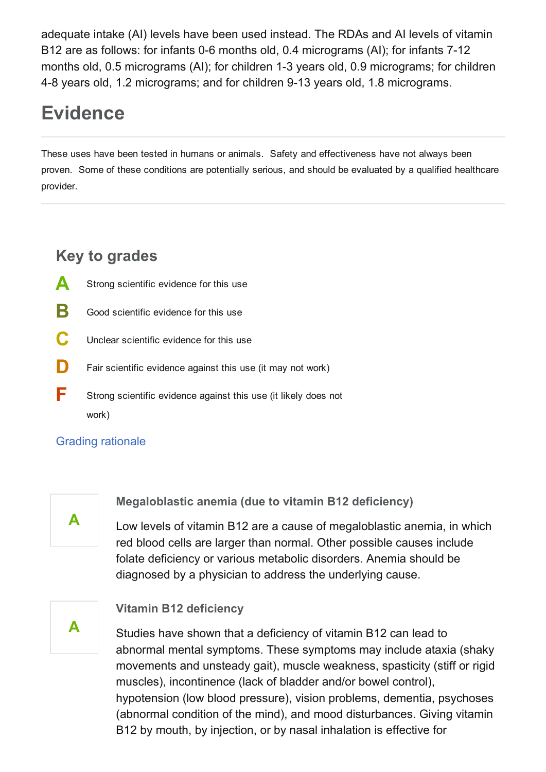adequate intake (AI) levels have been used instead. The RDAs and AI levels of vitamin B12 are as follows: for infants 0-6 months old, 0.4 micrograms (AI); for infants 7-12 months old, 0.5 micrograms (AI); for children 1-3 years old, 0.9 micrograms; for children 4-8 years old, 1.2 micrograms; and for children 9-13 years old, 1.8 micrograms.

# Evidence

These uses have been tested in humans or animals. Safety and effectiveness have not always been proven. Some of these conditions are potentially serious, and should be evaluated by a qualified healthcare provider.

## Key to grades

**A** Strong scientific evidence for this use

**B** Good scientific evidence for this use

**C** Unclear scientific evidence for this use

**D** Fair scientific evidence against this use (it may not work)

**F** Strong scientific evidence against this use (it likely does not work)

Grading rationale

**A**

### Megaloblastic anemia (due to vitamin B12 deficiency)

Low levels of vitamin B12 are a cause of megaloblastic anemia, in which red blood cells are larger than normal. Other possible causes include folate deficiency or various metabolic disorders. Anemia should be diagnosed by a physician to address the underlying cause.

**A**

### Vitamin B12 deficiency

Studies have shown that a deficiency of vitamin B12 can lead to abnormal mental symptoms. These symptoms may include ataxia (shaky movements and unsteady gait), muscle weakness, spasticity (stiff or rigid muscles), incontinence (lack of bladder and/or bowel control), hypotension (low blood pressure), vision problems, dementia, psychoses (abnormal condition of the mind), and mood disturbances. Giving vitamin B12 by mouth, by injection, or by nasal inhalation is effective for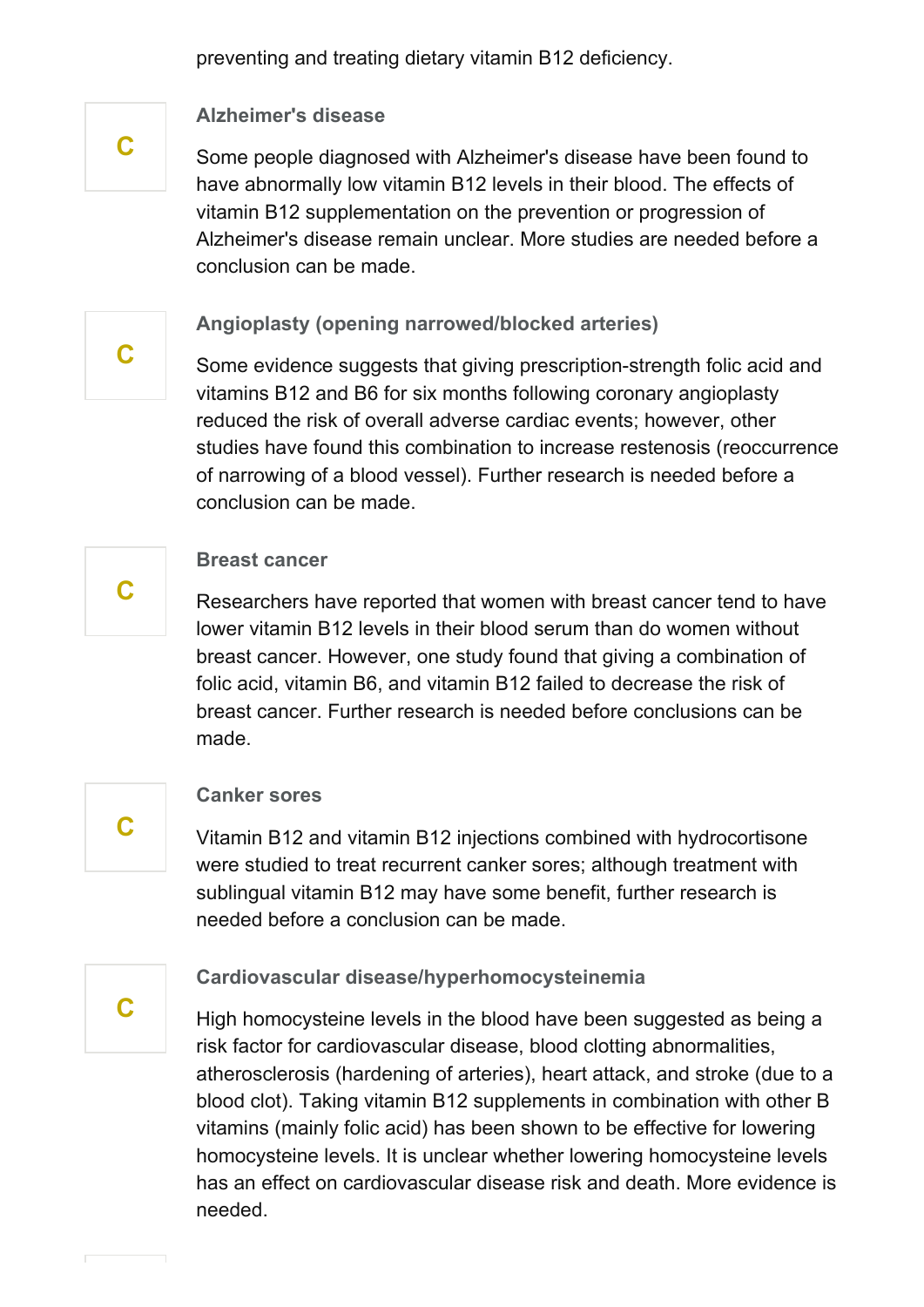preventing and treating dietary vitamin B12 deficiency.

C

### Alzheimer's disease

Some people diagnosed with Alzheimer's disease have been found to have abnormally low vitamin B12 levels in their blood. The effects of vitamin B12 supplementation on the prevention or progression of Alzheimer's disease remain unclear. More studies are needed before a conclusion can be made.

C

### Angioplasty (opening narrowed/blocked arteries)

Some evidence suggests that giving prescription-strength folic acid and vitamins B12 and B6 for six months following coronary angioplasty reduced the risk of overall adverse cardiac events; however, other studies have found this combination to increase restenosis (reoccurrence of narrowing of a blood vessel). Further research is needed before a conclusion can be made.

C

### Breast cancer

Researchers have reported that women with breast cancer tend to have lower vitamin B12 levels in their blood serum than do women without breast cancer. However, one study found that giving a combination of folic acid, vitamin B6, and vitamin B12 failed to decrease the risk of breast cancer. Further research is needed before conclusions can be made.

C

### Canker sores

Vitamin B12 and vitamin B12 injections combined with hydrocortisone were studied to treat recurrent canker sores; although treatment with sublingual vitamin B12 may have some benefit, further research is needed before a conclusion can be made.

C

### Cardiovascular disease/hyperhomocysteinemia

High homocysteine levels in the blood have been suggested as being a risk factor for cardiovascular disease, blood clotting abnormalities, atherosclerosis (hardening of arteries), heart attack, and stroke (due to a blood clot). Taking vitamin B12 supplements in combination with other B vitamins (mainly folic acid) has been shown to be effective for lowering homocysteine levels. It is unclear whether lowering homocysteine levels has an effect on cardiovascular disease risk and death. More evidence is needed.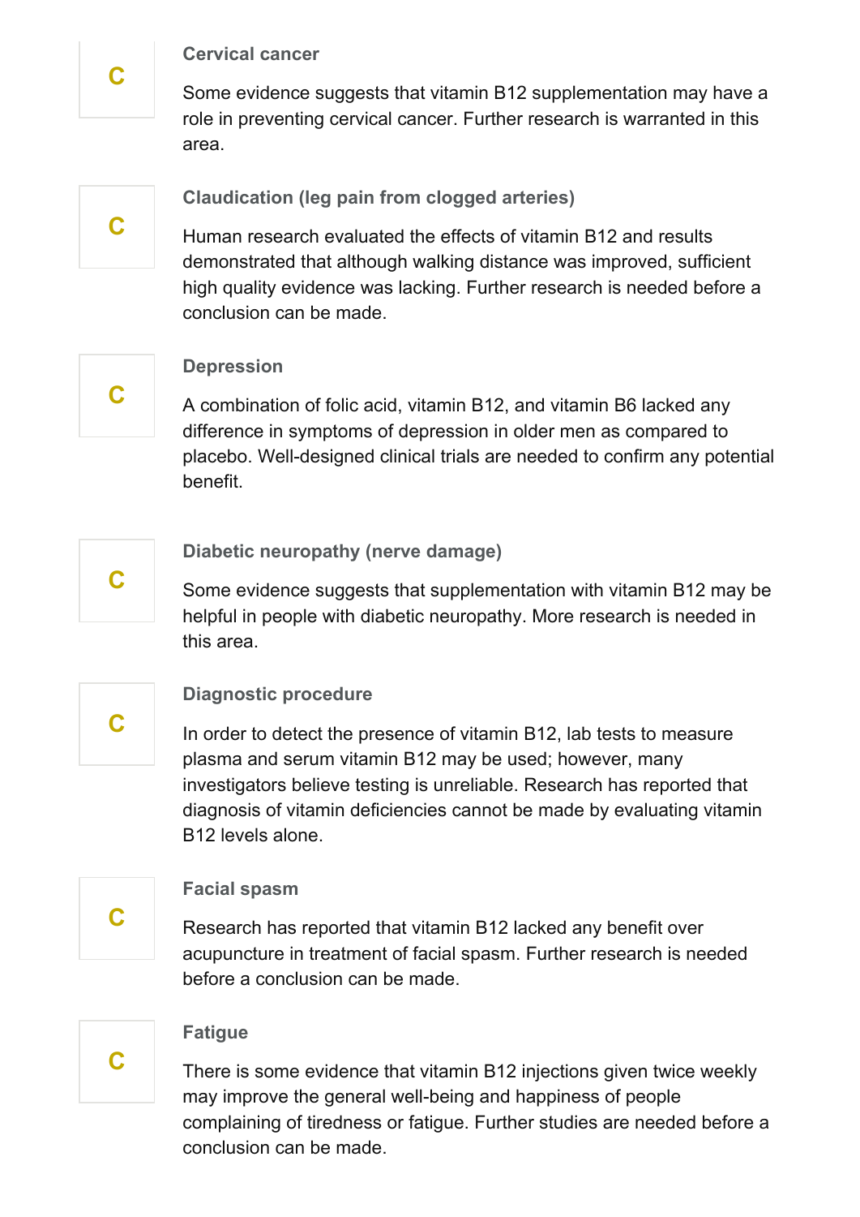**C**

### Cervical cancer

Some evidence suggests that vitamin B12 supplementation may have a role in preventing cervical cancer. Further research is warranted in this area.

**C**

### Claudication (leg pain from clogged arteries)

Human research evaluated the effects of vitamin B12 and results demonstrated that although walking distance was improved, sufficient high quality evidence was lacking. Further research is needed before a conclusion can be made.

**C**

### Depression

A combination of folic acid, vitamin B12, and vitamin B6 lacked any difference in symptoms of depression in older men as compared to placebo. Well-designed clinical trials are needed to confirm any potential benefit.

**C**

### Diabetic neuropathy (nerve damage)

Some evidence suggests that supplementation with vitamin B12 may be helpful in people with diabetic neuropathy. More research is needed in this area.

**C**

### Diagnostic procedure

In order to detect the presence of vitamin B12, lab tests to measure plasma and serum vitamin B12 may be used; however, many investigators believe testing is unreliable. Research has reported that diagnosis of vitamin deficiencies cannot be made by evaluating vitamin B12 levels alone.

**C**

### Facial spasm

Research has reported that vitamin B12 lacked any benefit over acupuncture in treatment of facial spasm. Further research is needed before a conclusion can be made.

**C**

### Fatigue

There is some evidence that vitamin B12 injections given twice weekly may improve the general well-being and happiness of people complaining of tiredness or fatigue. Further studies are needed before a conclusion can be made.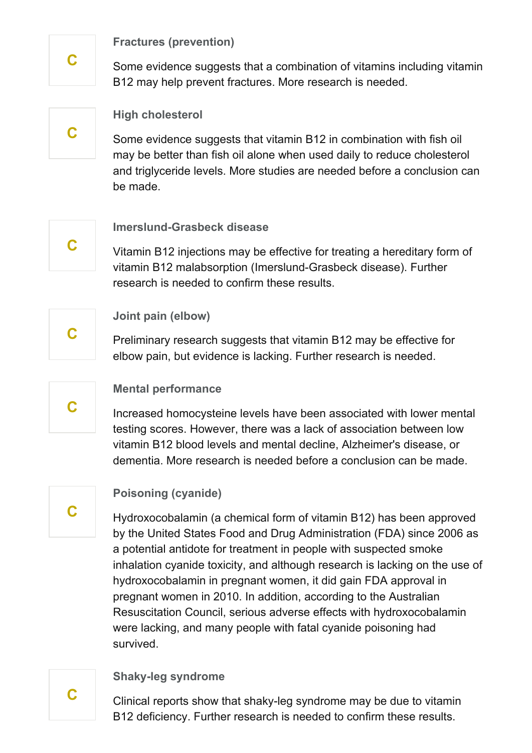C

**Fractures (prevention)**

Some evidence suggests that a combination of vitamins including vitamin B12 may help prevent fractures. More research is needed.

C

**High cholesterol**

Some evidence suggests that vitamin B12 in combination with fish oil may be better than fish oil alone when used daily to reduce cholesterol and triglyceride levels. More studies are needed before a conclusion can be made.

C

**Imerslund-Grasbeck disease**

Vitamin B12 injections may be effective for treating a hereditary form of vitamin B12 malabsorption (Imerslund-Grasbeck disease). Further research is needed to confirm these results.

C

**Joint pain (elbow)**

Preliminary research suggests that vitamin B12 may be effective for elbow pain, but evidence is lacking. Further research is needed.

C

**Mental performance**

Increased homocysteine levels have been associated with lower mental testing scores. However, there was a lack of association between low vitamin B12 blood levels and mental decline, Alzheimer's disease, or dementia. More research is needed before a conclusion can be made.

C

**Poisoning (cyanide)**

Hydroxocobalamin (a chemical form of vitamin B12) has been approved by the United States Food and Drug Administration (FDA) since 2006 as a potential antidote for treatment in people with suspected smoke inhalation cyanide toxicity, and although research is lacking on the use of hydroxocobalamin in pregnant women, it did gain FDA approval in pregnant women in 2010. In addition, according to the Australian Resuscitation Council, serious adverse effects with hydroxocobalamin were lacking, and many people with fatal cyanide poisoning had survived.

C

**Shaky-leg syndrome**

Clinical reports show that shaky-leg syndrome may be due to vitamin B12 deficiency. Further research is needed to confirm these results.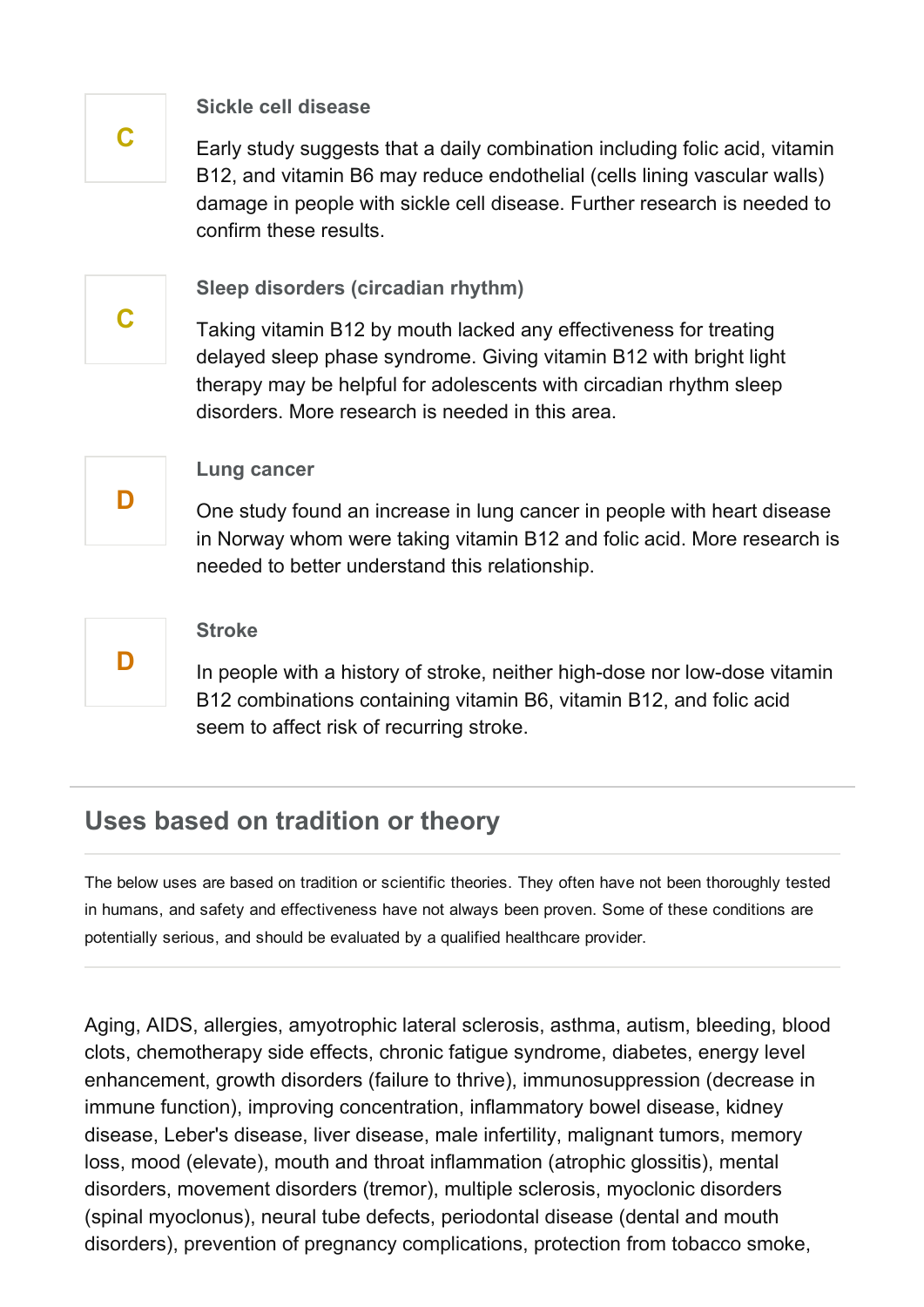C

### Sickle cell disease

Early study suggests that a daily combination including folic acid, vitamin B12, and vitamin B6 may reduce endothelial (cells lining vascular walls) damage in people with sickle cell disease. Further research is needed to confirm these results.

C

### Sleep disorders (circadian rhythm)

Taking vitamin B12 by mouth lacked any effectiveness for treating delayed sleep phase syndrome. Giving vitamin B12 with bright light therapy may be helpful for adolescents with circadian rhythm sleep disorders. More research is needed in this area.

D

### Lung cancer

One study found an increase in lung cancer in people with heart disease in Norway whom were taking vitamin B12 and folic acid. More research is needed to better understand this relationship.

D

### Stroke

In people with a history of stroke, neither high-dose nor low-dose vitamin B12 combinations containing vitamin B6, vitamin B12, and folic acid seem to affect risk of recurring stroke.

## Uses based on tradition or theory

The below uses are based on tradition or scientific theories. They often have not been thoroughly tested in humans, and safety and effectiveness have not always been proven. Some of these conditions are potentially serious, and should be evaluated by a qualified healthcare provider.

Aging, AIDS, allergies, amyotrophic lateral sclerosis, asthma, autism, bleeding, blood clots, chemotherapy side effects, chronic fatigue syndrome, diabetes, energy level enhancement, growth disorders (failure to thrive), immunosuppression (decrease in immune function), improving concentration, inflammatory bowel disease, kidney disease, Leber's disease, liver disease, male infertility, malignant tumors, memory loss, mood (elevate), mouth and throat inflammation (atrophic glossitis), mental disorders, movement disorders (tremor), multiple sclerosis, myoclonic disorders (spinal myoclonus), neural tube defects, periodontal disease (dental and mouth disorders), prevention of pregnancy complications, protection from tobacco smoke,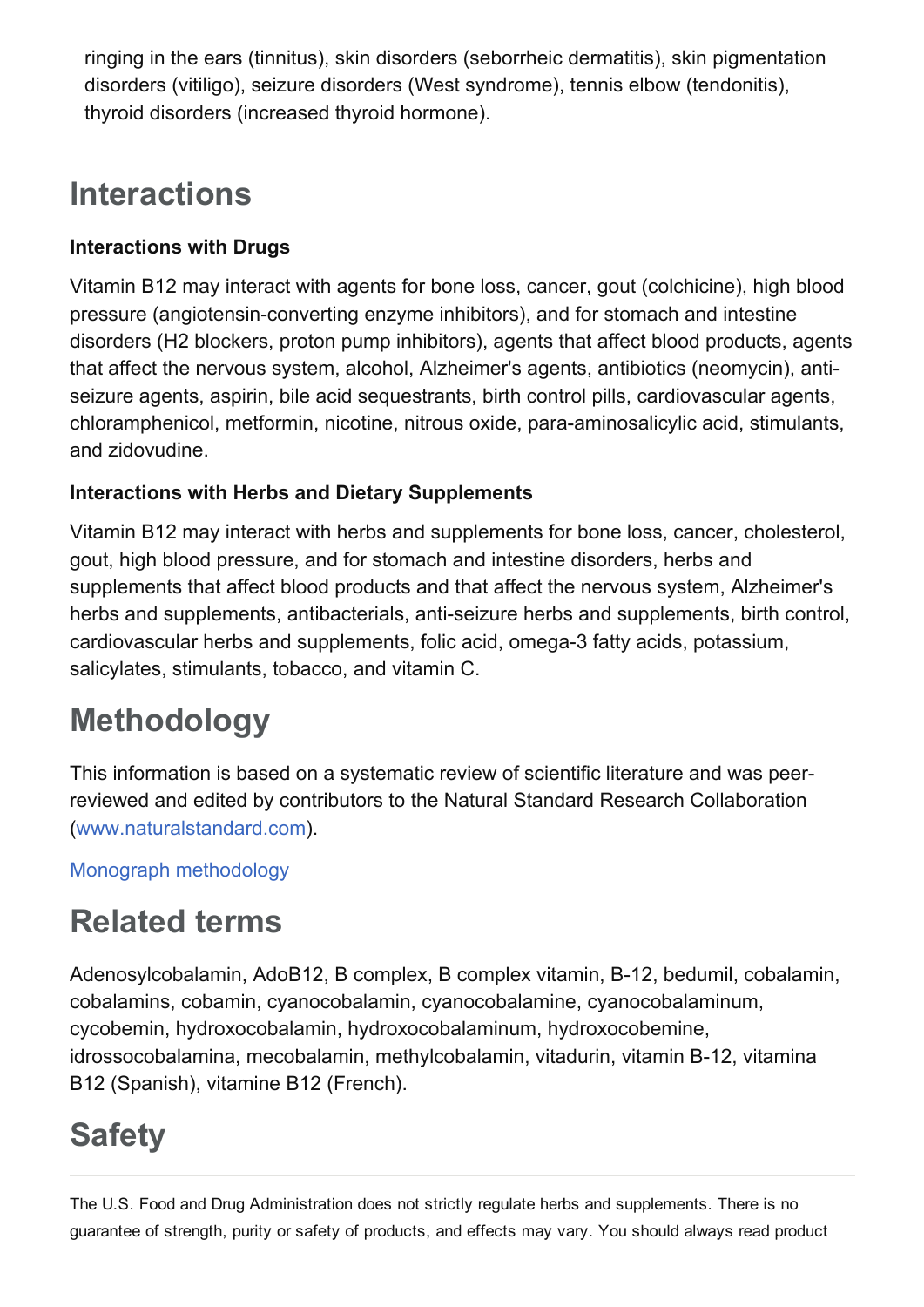ringing in the ears (tinnitus), skin disorders (seborrheic dermatitis), skin pigmentation disorders (vitiligo), seizure disorders (West syndrome), tennis elbow (tendonitis), thyroid disorders (increased thyroid hormone).

# Interactions

**Interactions with Drugs**

Vitamin B12 may interact with agents for bone loss, cancer, gout (colchicine), high blood pressure (angiotensin-converting enzyme inhibitors), and for stomach and intestine disorders (H2 blockers, proton pump inhibitors), agents that affect blood products, agents that affect the nervous system, alcohol, Alzheimer's agents, antibiotics (neomycin), anti-seizure agents, aspirin, bile acid sequestrants, birth control pills, cardiovascular agents, chloramphenicol, metformin, nicotine, nitrous oxide, para-aminosalicylic acid, stimulants, and zidovudine.

**Interactions with Herbs and Dietary Supplements**

Vitamin B12 may interact with herbs and supplements for bone loss, cancer, cholesterol, gout, high blood pressure, and for stomach and intestine disorders, herbs and supplements that affect blood products and that affect the nervous system, Alzheimer's herbs and supplements, antibacterials, anti-seizure herbs and supplements, birth control, cardiovascular herbs and supplements, folic acid, omega-3 fatty acids, potassium, salicylates, stimulants, tobacco, and vitamin C.

# Methodology

This information is based on a systematic review of scientific literature and was peer-reviewed and edited by contributors to the Natural Standard Research Collaboration (www.naturalstandard.com).

Monograph methodology

# Related terms

Adenosylcobalamin, AdoB12, B complex, B complex vitamin, B-12, bedumil, cobalamin, cobalamins, cobamin, cyanocobalamin, cyanocobalamine, cyanocobalaminum, cycobemin, hydroxocobalamin, hydroxocobalaminum, hydroxocobemine, idrossocobalamina, mecobalamin, methylcobalamin, vitadurin, vitamin B-12, vitamina B12 (Spanish), vitamine B12 (French).

# Safety

The U.S. Food and Drug Administration does not strictly regulate herbs and supplements. There is no guarantee of strength, purity or safety of products, and effects may vary. You should always read product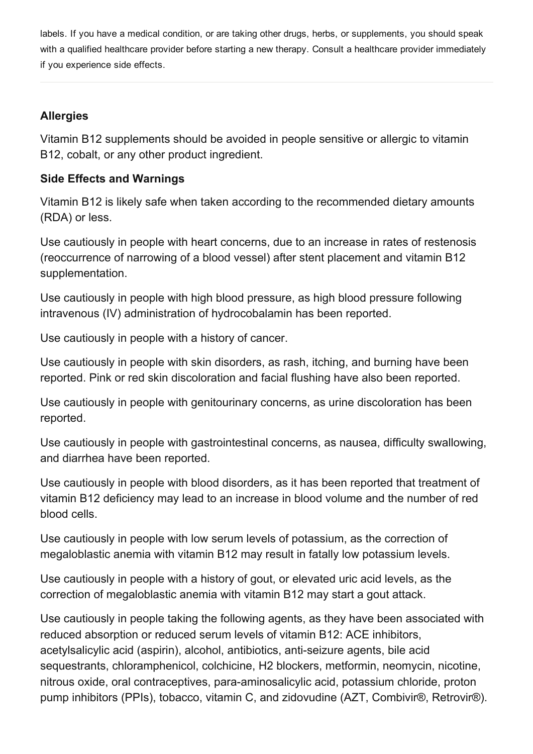labels. If you have a medical condition, or are taking other drugs, herbs, or supplements, you should speak with a qualified healthcare provider before starting a new therapy. Consult a healthcare provider immediately if you experience side effects.

---

**Allergies**

Vitamin B12 supplements should be avoided in people sensitive or allergic to vitamin B12, cobalt, or any other product ingredient.

**Side Effects and Warnings**

Vitamin B12 is likely safe when taken according to the recommended dietary amounts (RDA) or less.

Use cautiously in people with heart concerns, due to an increase in rates of restenosis (reoccurrence of narrowing of a blood vessel) after stent placement and vitamin B12 supplementation.

Use cautiously in people with high blood pressure, as high blood pressure following intravenous (IV) administration of hydrocobalamin has been reported.

Use cautiously in people with a history of cancer.

Use cautiously in people with skin disorders, as rash, itching, and burning have been reported. Pink or red skin discoloration and facial flushing have also been reported.

Use cautiously in people with genitourinary concerns, as urine discoloration has been reported.

Use cautiously in people with gastrointestinal concerns, as nausea, difficulty swallowing, and diarrhea have been reported.

Use cautiously in people with blood disorders, as it has been reported that treatment of vitamin B12 deficiency may lead to an increase in blood volume and the number of red blood cells.

Use cautiously in people with low serum levels of potassium, as the correction of megaloblastic anemia with vitamin B12 may result in fatally low potassium levels.

Use cautiously in people with a history of gout, or elevated uric acid levels, as the correction of megaloblastic anemia with vitamin B12 may start a gout attack.

Use cautiously in people taking the following agents, as they have been associated with reduced absorption or reduced serum levels of vitamin B12: ACE inhibitors, acetylsalicylic acid (aspirin), alcohol, antibiotics, anti-seizure agents, bile acid sequestrants, chloramphenicol, colchicine, H2 blockers, metformin, neomycin, nicotine, nitrous oxide, oral contraceptives, para-aminosalicylic acid, potassium chloride, proton pump inhibitors (PPIs), tobacco, vitamin C, and zidovudine (AZT, Combivir®, Retrovir®).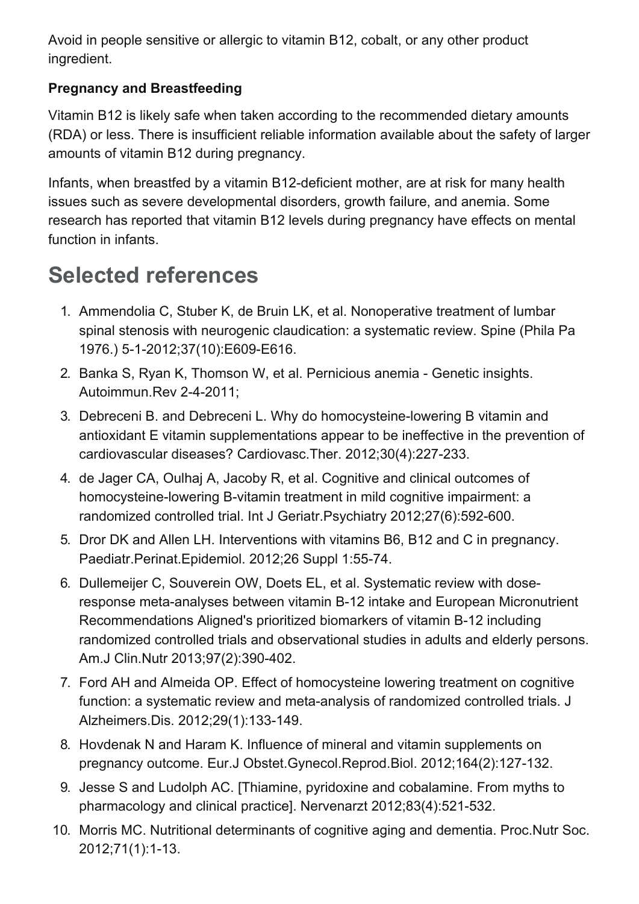Avoid in people sensitive or allergic to vitamin B12, cobalt, or any other product ingredient.

**Pregnancy and Breastfeeding**

Vitamin B12 is likely safe when taken according to the recommended dietary amounts (RDA) or less. There is insufficient reliable information available about the safety of larger amounts of vitamin B12 during pregnancy.

Infants, when breastfed by a vitamin B12-deficient mother, are at risk for many health issues such as severe developmental disorders, growth failure, and anemia. Some research has reported that vitamin B12 levels during pregnancy have effects on mental function in infants.

# Selected references

1. Ammendolia C, Stuber K, de Bruin LK, et al. Nonoperative treatment of lumbar spinal stenosis with neurogenic claudication: a systematic review. Spine (Phila Pa 1976.) 5-1-2012;37(10):E609-E616.
2. Banka S, Ryan K, Thomson W, et al. Pernicious anemia - Genetic insights. Autoimmun.Rev 2-4-2011;
3. Debreceni B. and Debreceni L. Why do homocysteine-lowering B vitamin and antioxidant E vitamin supplementations appear to be ineffective in the prevention of cardiovascular diseases? Cardiovasc.Ther. 2012;30(4):227-233.
4. de Jager CA, Oulhaj A, Jacoby R, et al. Cognitive and clinical outcomes of homocysteine-lowering B-vitamin treatment in mild cognitive impairment: a randomized controlled trial. Int J Geriatr.Psychiatry 2012;27(6):592-600.
5. Dror DK and Allen LH. Interventions with vitamins B6, B12 and C in pregnancy. Paediatr.Perinat.Epidemiol. 2012;26 Suppl 1:55-74.
6. Dullemeijer C, Souverein OW, Doets EL, et al. Systematic review with dose-response meta-analyses between vitamin B-12 intake and European Micronutrient Recommendations Aligned's prioritized biomarkers of vitamin B-12 including randomized controlled trials and observational studies in adults and elderly persons. Am.J Clin.Nutr 2013;97(2):390-402.
7. Ford AH and Almeida OP. Effect of homocysteine lowering treatment on cognitive function: a systematic review and meta-analysis of randomized controlled trials. J Alzheimers.Dis. 2012;29(1):133-149.
8. Hovdenak N and Haram K. Influence of mineral and vitamin supplements on pregnancy outcome. Eur.J Obstet.Gynecol.Reprod.Biol. 2012;164(2):127-132.
9. Jesse S and Ludolph AC. [Thiamine, pyridoxine and cobalamine. From myths to pharmacology and clinical practice]. Nervenarzt 2012;83(4):521-532.
10. Morris MC. Nutritional determinants of cognitive aging and dementia. Proc.Nutr Soc. 2012;71(1):1-13.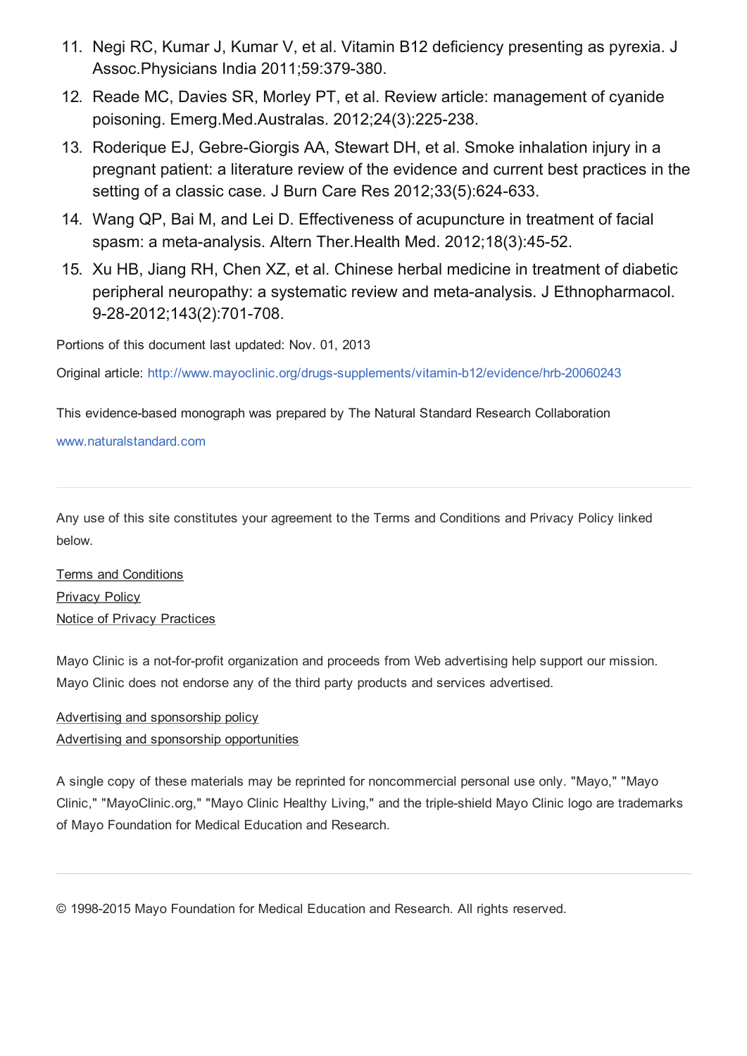11. Negi RC, Kumar J, Kumar V, et al. Vitamin B12 deficiency presenting as pyrexia. J Assoc.Physicians India 2011;59:379-380.
12. Reade MC, Davies SR, Morley PT, et al. Review article: management of cyanide poisoning. Emerg.Med.Australas. 2012;24(3):225-238.
13. Roderique EJ, Gebre-Giorgis AA, Stewart DH, et al. Smoke inhalation injury in a pregnant patient: a literature review of the evidence and current best practices in the setting of a classic case. J Burn Care Res 2012;33(5):624-633.
14. Wang QP, Bai M, and Lei D. Effectiveness of acupuncture in treatment of facial spasm: a meta-analysis. Altern Ther.Health Med. 2012;18(3):45-52.
15. Xu HB, Jiang RH, Chen XZ, et al. Chinese herbal medicine in treatment of diabetic peripheral neuropathy: a systematic review and meta-analysis. J Ethnopharmacol. 9-28-2012;143(2):701-708.

Portions of this document last updated: Nov. 01, 2013

Original article: http://www.mayoclinic.org/drugs-supplements/vitamin-b12/evidence/hrb-20060243

This evidence-based monograph was prepared by The Natural Standard Research Collaboration

www.naturalstandard.com

---

Any use of this site constitutes your agreement to the Terms and Conditions and Privacy Policy linked below.

Terms and Conditions
Privacy Policy
Notice of Privacy Practices

Mayo Clinic is a not-for-profit organization and proceeds from Web advertising help support our mission. Mayo Clinic does not endorse any of the third party products and services advertised.

Advertising and sponsorship policy
Advertising and sponsorship opportunities

A single copy of these materials may be reprinted for noncommercial personal use only. "Mayo," "Mayo Clinic," "MayoClinic.org," "Mayo Clinic Healthy Living," and the triple-shield Mayo Clinic logo are trademarks of Mayo Foundation for Medical Education and Research.

---

© 1998-2015 Mayo Foundation for Medical Education and Research. All rights reserved.